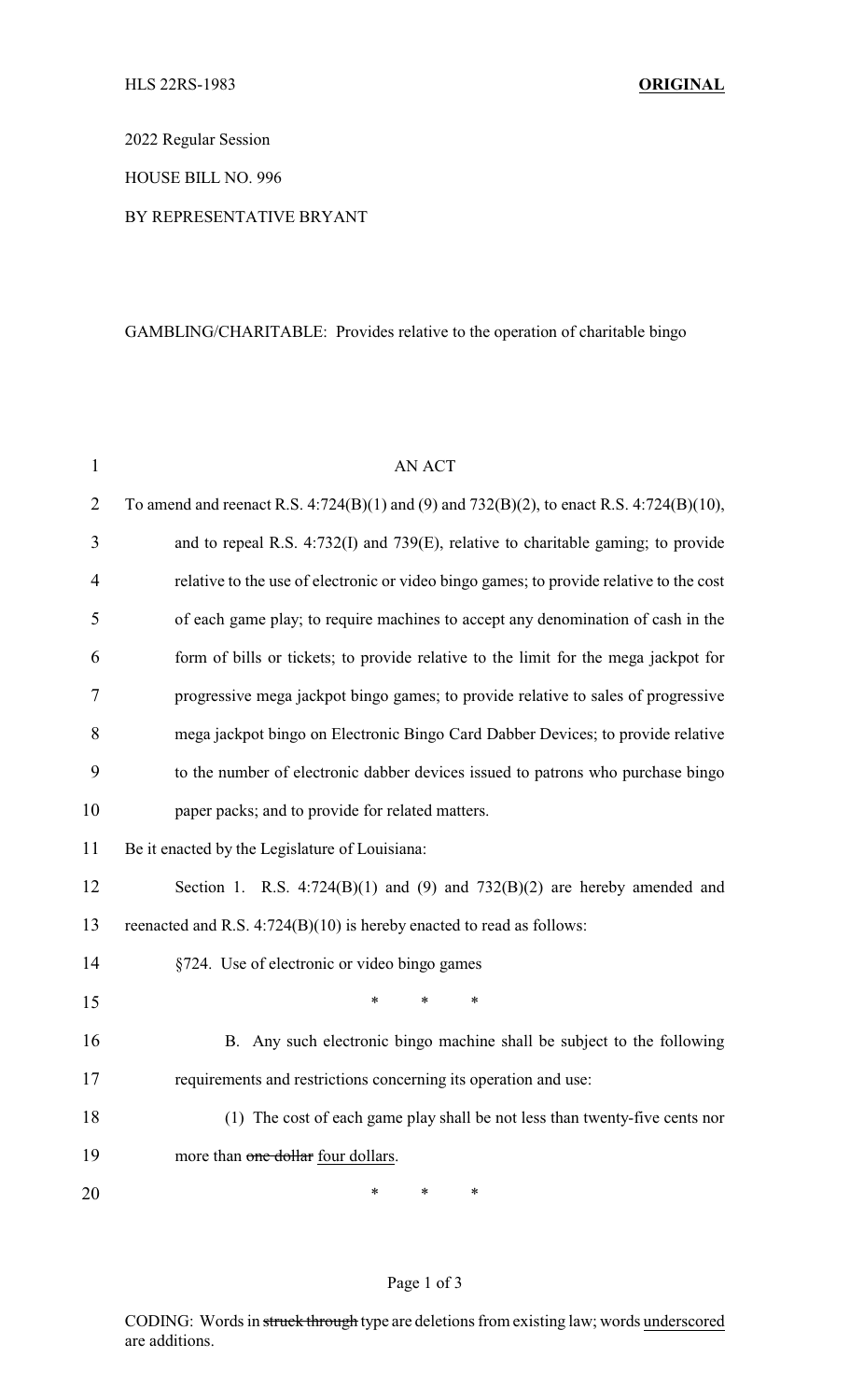HLS 22RS-1983 **ORIGINAL**

2022 Regular Session

HOUSE BILL NO. 996

BY REPRESENTATIVE BRYANT

GAMBLING/CHARITABLE: Provides relative to the operation of charitable bingo

AN ACT

To amend and reenact R.S. 4:724(B)(1) and (9) and 732(B)(2), to enact R.S. 4:724(B)(10), and to repeal R.S. 4:732(I) and 739(E), relative to charitable gaming; to provide relative to the use of electronic or video bingo games; to provide relative to the cost of each game play; to require machines to accept any denomination of cash in the form of bills or tickets; to provide relative to the limit for the mega jackpot for progressive mega jackpot bingo games; to provide relative to sales of progressive mega jackpot bingo on Electronic Bingo Card Dabber Devices; to provide relative to the number of electronic dabber devices issued to patrons who purchase bingo paper packs; and to provide for related matters.

Be it enacted by the Legislature of Louisiana:

Section 1. R.S. 4:724(B)(1) and (9) and 732(B)(2) are hereby amended and reenacted and R.S. 4:724(B)(10) is hereby enacted to read as follows:

§724. Use of electronic or video bingo games

\* \* \*

B. Any such electronic bingo machine shall be subject to the following requirements and restrictions concerning its operation and use:

(1) The cost of each game play shall be not less than twenty-five cents nor more than ~~one dollar~~ <u>four dollars</u>.

\* \* \*

CODING: Words in ~~struck through~~ type are deletions from existing law; words <u>underscored</u> are additions.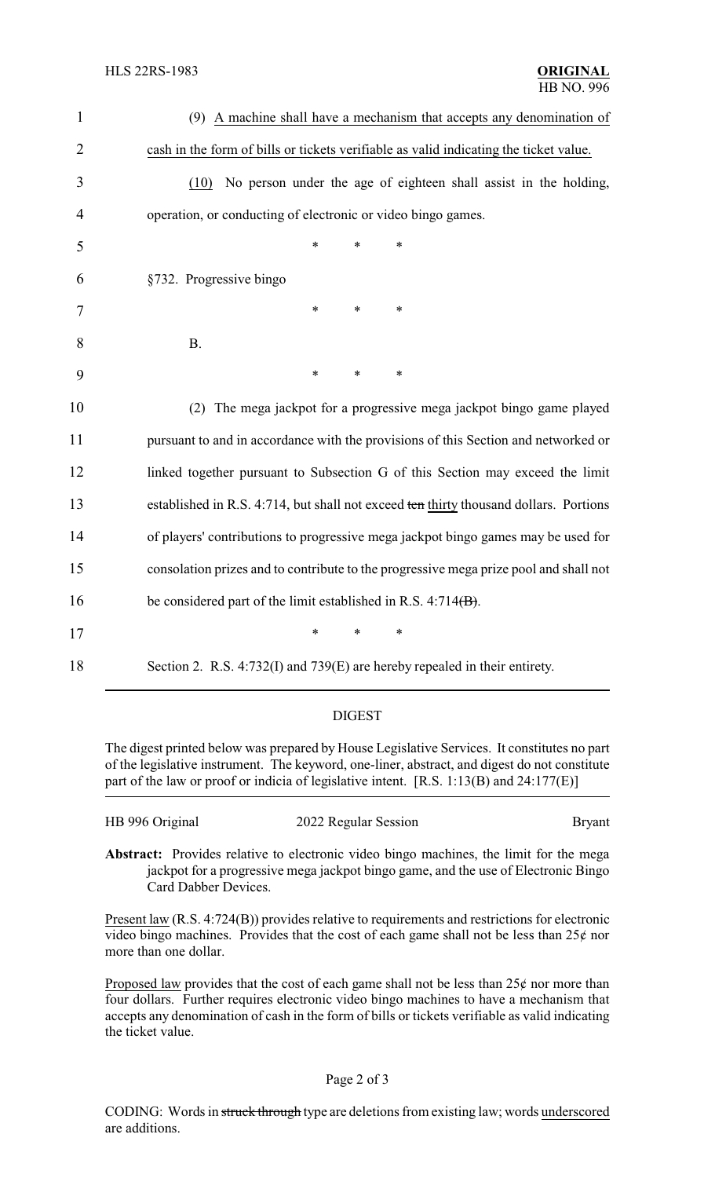(9) A machine shall have a mechanism that accepts any denomination of cash in the form of bills or tickets verifiable as valid indicating the ticket value.

(10) No person under the age of eighteen shall assist in the holding, operation, or conducting of electronic or video bingo games.

\* \* \*

§732. Progressive bingo

\* \* \*

B.

\* \* \*

(2) The mega jackpot for a progressive mega jackpot bingo game played pursuant to and in accordance with the provisions of this Section and networked or linked together pursuant to Subsection G of this Section may exceed the limit established in R.S. 4:714, but shall not exceed ~~ten~~ thirty thousand dollars. Portions of players' contributions to progressive mega jackpot bingo games may be used for consolation prizes and to contribute to the progressive mega prize pool and shall not be considered part of the limit established in R.S. 4:714~~(B)~~.

\* \* \*

Section 2. R.S. 4:732(I) and 739(E) are hereby repealed in their entirety.

## DIGEST

The digest printed below was prepared by House Legislative Services. It constitutes no part of the legislative instrument. The keyword, one-liner, abstract, and digest do not constitute part of the law or proof or indicia of legislative intent. [R.S. 1:13(B) and 24:177(E)]

HB 996 Original — 2022 Regular Session — Bryant

**Abstract:** Provides relative to electronic video bingo machines, the limit for the mega jackpot for a progressive mega jackpot bingo game, and the use of Electronic Bingo Card Dabber Devices.

Present law (R.S. 4:724(B)) provides relative to requirements and restrictions for electronic video bingo machines. Provides that the cost of each game shall not be less than 25¢ nor more than one dollar.

Proposed law provides that the cost of each game shall not be less than 25¢ nor more than four dollars. Further requires electronic video bingo machines to have a mechanism that accepts any denomination of cash in the form of bills or tickets verifiable as valid indicating the ticket value.

CODING: Words in ~~struck through~~ type are deletions from existing law; words underscored are additions.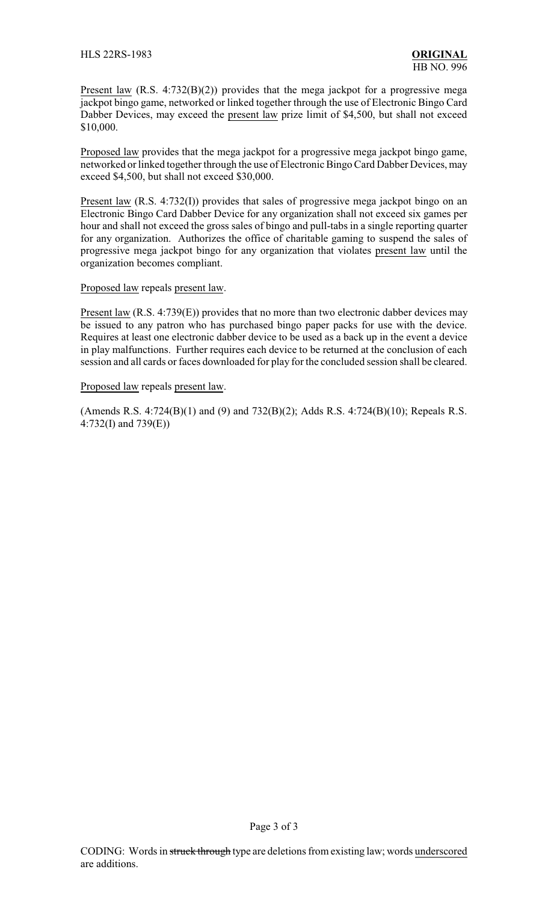Present law (R.S. 4:732(B)(2)) provides that the mega jackpot for a progressive mega jackpot bingo game, networked or linked together through the use of Electronic Bingo Card Dabber Devices, may exceed the present law prize limit of $4,500, but shall not exceed $10,000.

Proposed law provides that the mega jackpot for a progressive mega jackpot bingo game, networked or linked together through the use of Electronic Bingo Card Dabber Devices, may exceed $4,500, but shall not exceed $30,000.

Present law (R.S. 4:732(I)) provides that sales of progressive mega jackpot bingo on an Electronic Bingo Card Dabber Device for any organization shall not exceed six games per hour and shall not exceed the gross sales of bingo and pull-tabs in a single reporting quarter for any organization. Authorizes the office of charitable gaming to suspend the sales of progressive mega jackpot bingo for any organization that violates present law until the organization becomes compliant.

Proposed law repeals present law.

Present law (R.S. 4:739(E)) provides that no more than two electronic dabber devices may be issued to any patron who has purchased bingo paper packs for use with the device. Requires at least one electronic dabber device to be used as a back up in the event a device in play malfunctions. Further requires each device to be returned at the conclusion of each session and all cards or faces downloaded for play for the concluded session shall be cleared.

Proposed law repeals present law.

(Amends R.S. 4:724(B)(1) and (9) and 732(B)(2); Adds R.S. 4:724(B)(10); Repeals R.S. 4:732(I) and 739(E))

CODING: Words in ~~struck through~~ type are deletions from existing law; words underscored are additions.